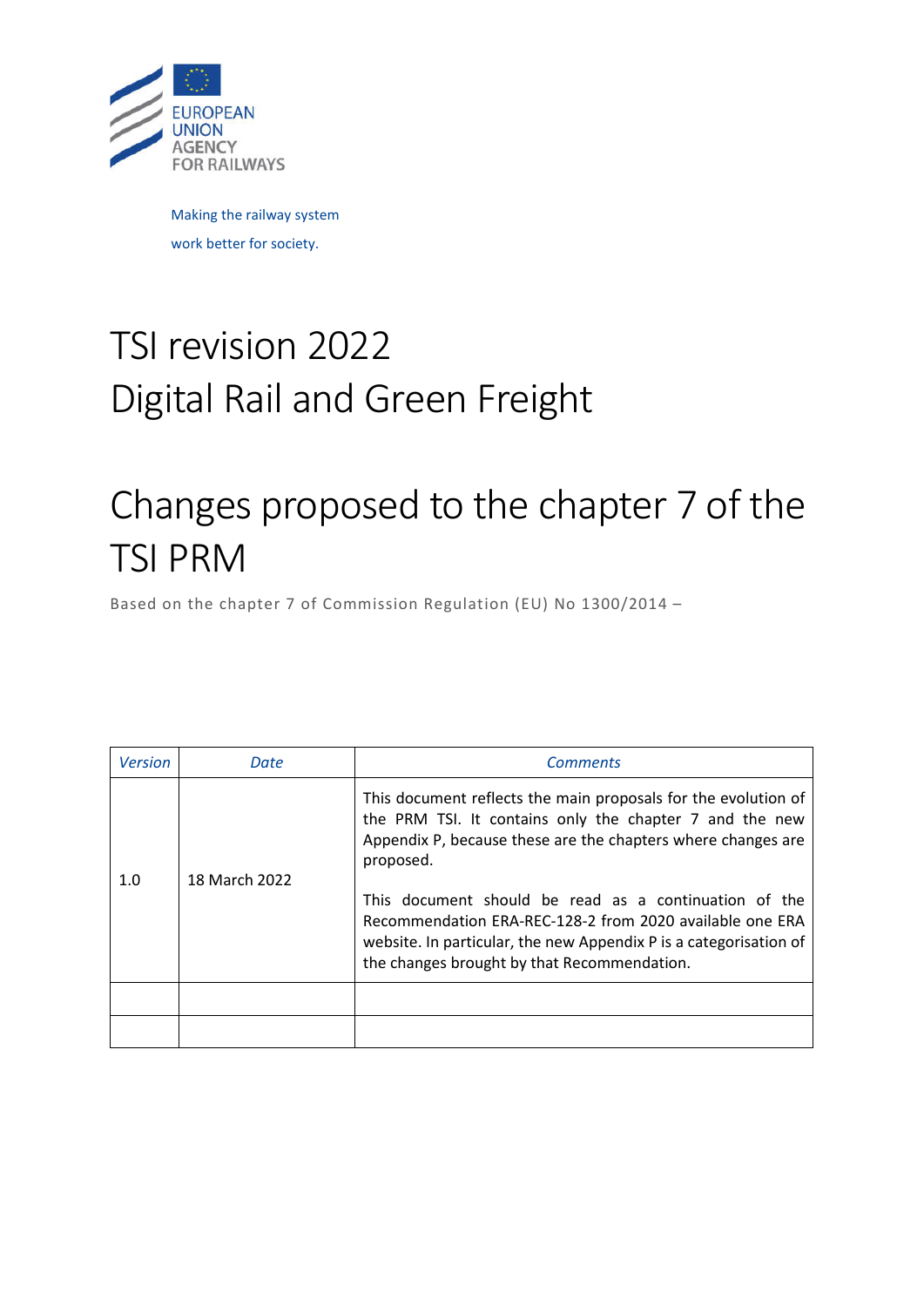EUROPEAN
UNION
AGENCY
FOR RAILWAYS

Making the railway system

work better for society.

# TSI revision 2022
# Digital Rail and Green Freight

# Changes proposed to the chapter 7 of the TSI PRM

Based on the chapter 7 of Commission Regulation (EU) No 1300/2014 –

| *Version* | *Date* | *Comments* |
|---|---|---|
| 1.0 | 18 March 2022 | This document reflects the main proposals for the evolution of the PRM TSI. It contains only the chapter 7 and the new Appendix P, because these are the chapters where changes are proposed.<br><br>This document should be read as a continuation of the Recommendation ERA-REC-128-2 from 2020 available one ERA website. In particular, the new Appendix P is a categorisation of the changes brought by that Recommendation. |
| | | |
| | | |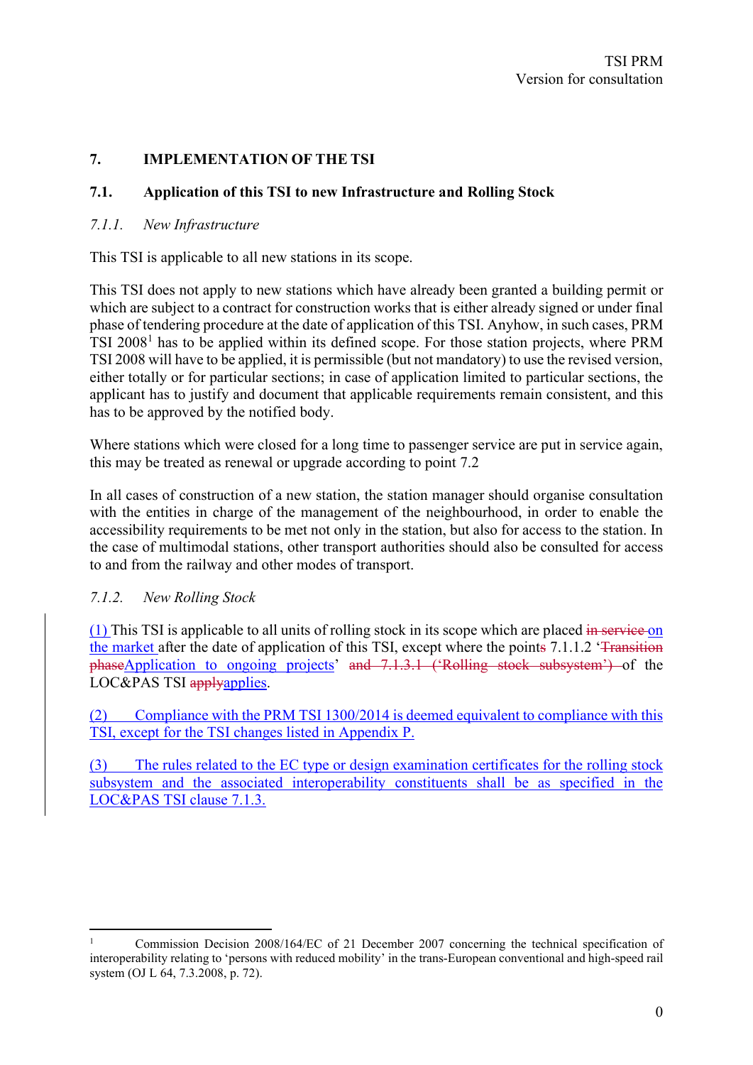## 7. IMPLEMENTATION OF THE TSI

### 7.1. Application of this TSI to new Infrastructure and Rolling Stock

#### *7.1.1. New Infrastructure*

This TSI is applicable to all new stations in its scope.

This TSI does not apply to new stations which have already been granted a building permit or which are subject to a contract for construction works that is either already signed or under final phase of tendering procedure at the date of application of this TSI. Anyhow, in such cases, PRM TSI 2008[1] has to be applied within its defined scope. For those station projects, where PRM TSI 2008 will have to be applied, it is permissible (but not mandatory) to use the revised version, either totally or for particular sections; in case of application limited to particular sections, the applicant has to justify and document that applicable requirements remain consistent, and this has to be approved by the notified body.

Where stations which were closed for a long time to passenger service are put in service again, this may be treated as renewal or upgrade according to point 7.2

In all cases of construction of a new station, the station manager should organise consultation with the entities in charge of the management of the neighbourhood, in order to enable the accessibility requirements to be met not only in the station, but also for access to the station. In the case of multimodal stations, other transport authorities should also be consulted for access to and from the railway and other modes of transport.

#### *7.1.2. New Rolling Stock*

~~(1)~~ This TSI is applicable to all units of rolling stock in its scope which are placed ~~in service~~ on the market after the date of application of this TSI, except where the point~~s~~ 7.1.1.2 '~~Transition phase~~Application to ongoing projects' ~~and 7.1.3.1 ('Rolling stock subsystem')~~ of the LOC&PAS TSI ~~apply~~applies.

(2) Compliance with the PRM TSI 1300/2014 is deemed equivalent to compliance with this TSI, except for the TSI changes listed in Appendix P.

(3) The rules related to the EC type or design examination certificates for the rolling stock subsystem and the associated interoperability constituents shall be as specified in the LOC&PAS TSI clause 7.1.3.

---

[1] Commission Decision 2008/164/EC of 21 December 2007 concerning the technical specification of interoperability relating to 'persons with reduced mobility' in the trans-European conventional and high-speed rail system (OJ L 64, 7.3.2008, p. 72).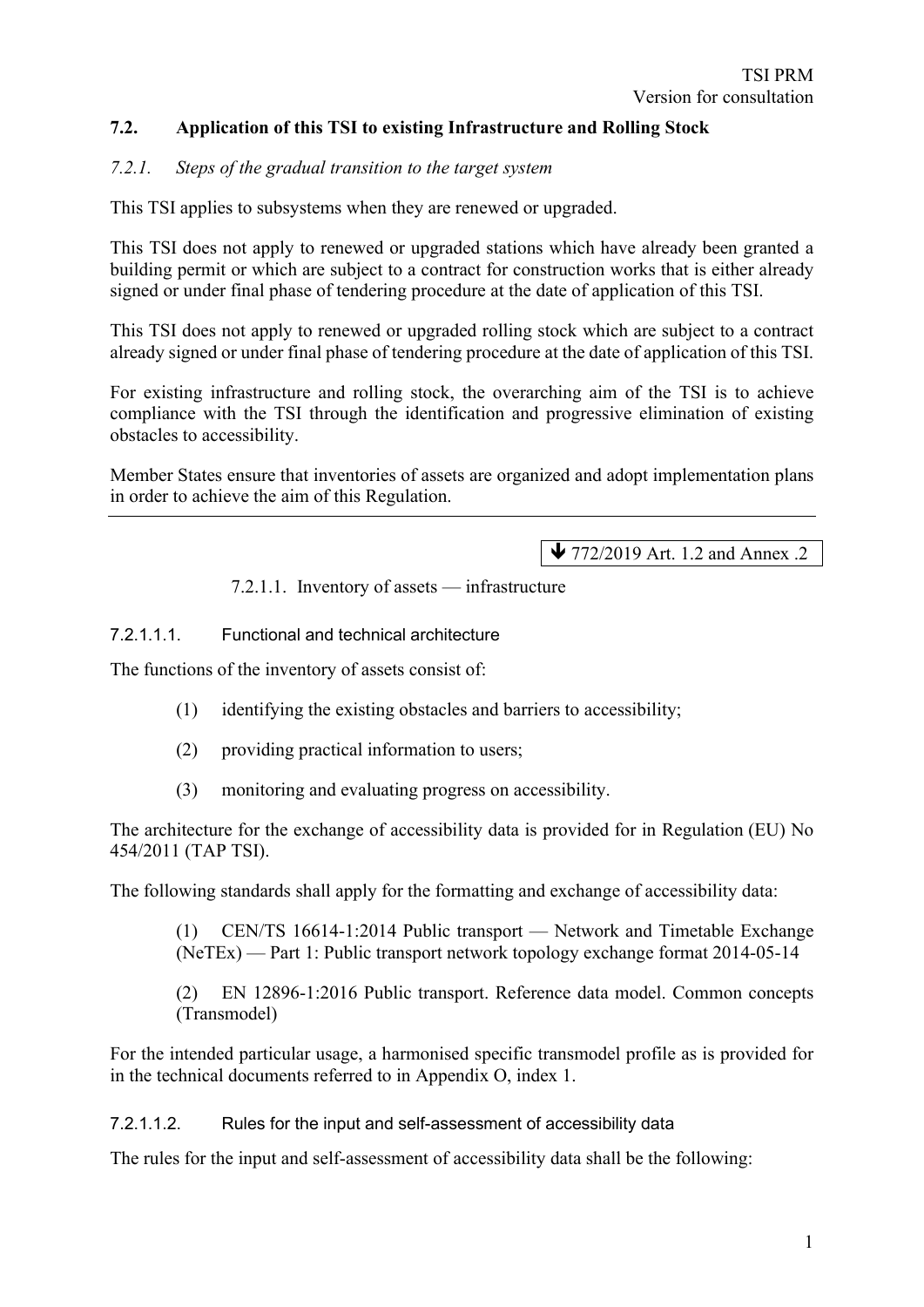## 7.2. Application of this TSI to existing Infrastructure and Rolling Stock

### *7.2.1. Steps of the gradual transition to the target system*

This TSI applies to subsystems when they are renewed or upgraded.

This TSI does not apply to renewed or upgraded stations which have already been granted a building permit or which are subject to a contract for construction works that is either already signed or under final phase of tendering procedure at the date of application of this TSI.

This TSI does not apply to renewed or upgraded rolling stock which are subject to a contract already signed or under final phase of tendering procedure at the date of application of this TSI.

For existing infrastructure and rolling stock, the overarching aim of the TSI is to achieve compliance with the TSI through the identification and progressive elimination of existing obstacles to accessibility.

Member States ensure that inventories of assets are organized and adopt implementation plans in order to achieve the aim of this Regulation.

---

↓ 772/2019 Art. 1.2 and Annex .2

#### 7.2.1.1. Inventory of assets — infrastructure

##### 7.2.1.1.1. Functional and technical architecture

The functions of the inventory of assets consist of:

(1) identifying the existing obstacles and barriers to accessibility;

(2) providing practical information to users;

(3) monitoring and evaluating progress on accessibility.

The architecture for the exchange of accessibility data is provided for in Regulation (EU) No 454/2011 (TAP TSI).

The following standards shall apply for the formatting and exchange of accessibility data:

(1) CEN/TS 16614-1:2014 Public transport — Network and Timetable Exchange (NeTEx) — Part 1: Public transport network topology exchange format 2014-05-14

(2) EN 12896-1:2016 Public transport. Reference data model. Common concepts (Transmodel)

For the intended particular usage, a harmonised specific transmodel profile as is provided for in the technical documents referred to in Appendix O, index 1.

##### 7.2.1.1.2. Rules for the input and self-assessment of accessibility data

The rules for the input and self-assessment of accessibility data shall be the following: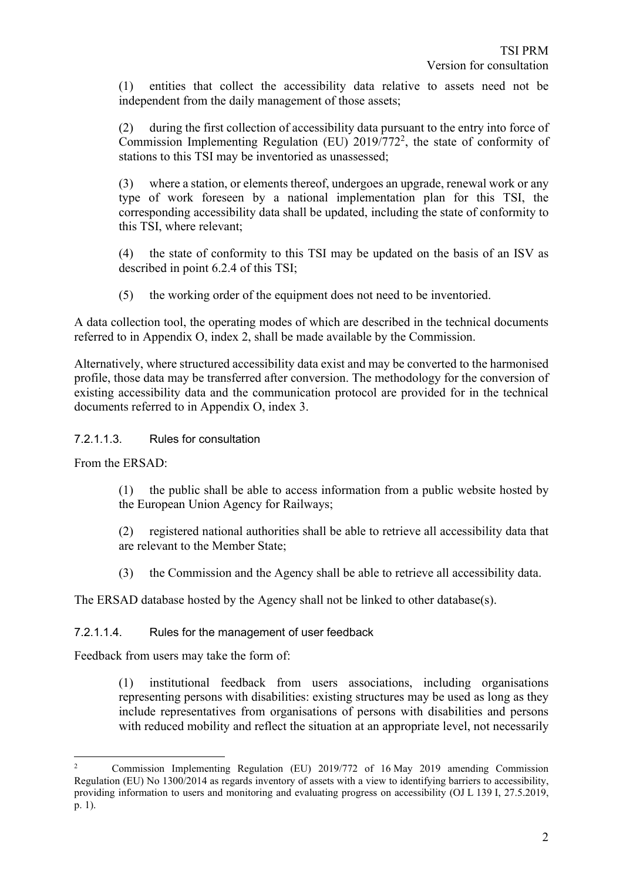(1) entities that collect the accessibility data relative to assets need not be independent from the daily management of those assets;

(2) during the first collection of accessibility data pursuant to the entry into force of Commission Implementing Regulation (EU) 2019/772[2], the state of conformity of stations to this TSI may be inventoried as unassessed;

(3) where a station, or elements thereof, undergoes an upgrade, renewal work or any type of work foreseen by a national implementation plan for this TSI, the corresponding accessibility data shall be updated, including the state of conformity to this TSI, where relevant;

(4) the state of conformity to this TSI may be updated on the basis of an ISV as described in point 6.2.4 of this TSI;

(5) the working order of the equipment does not need to be inventoried.

A data collection tool, the operating modes of which are described in the technical documents referred to in Appendix O, index 2, shall be made available by the Commission.

Alternatively, where structured accessibility data exist and may be converted to the harmonised profile, those data may be transferred after conversion. The methodology for the conversion of existing accessibility data and the communication protocol are provided for in the technical documents referred to in Appendix O, index 3.

#### 7.2.1.1.3. Rules for consultation

From the ERSAD:

(1) the public shall be able to access information from a public website hosted by the European Union Agency for Railways;

(2) registered national authorities shall be able to retrieve all accessibility data that are relevant to the Member State;

(3) the Commission and the Agency shall be able to retrieve all accessibility data.

The ERSAD database hosted by the Agency shall not be linked to other database(s).

#### 7.2.1.1.4. Rules for the management of user feedback

Feedback from users may take the form of:

(1) institutional feedback from users associations, including organisations representing persons with disabilities: existing structures may be used as long as they include representatives from organisations of persons with disabilities and persons with reduced mobility and reflect the situation at an appropriate level, not necessarily

---

[2] Commission Implementing Regulation (EU) 2019/772 of 16 May 2019 amending Commission Regulation (EU) No 1300/2014 as regards inventory of assets with a view to identifying barriers to accessibility, providing information to users and monitoring and evaluating progress on accessibility (OJ L 139 I, 27.5.2019, p. 1).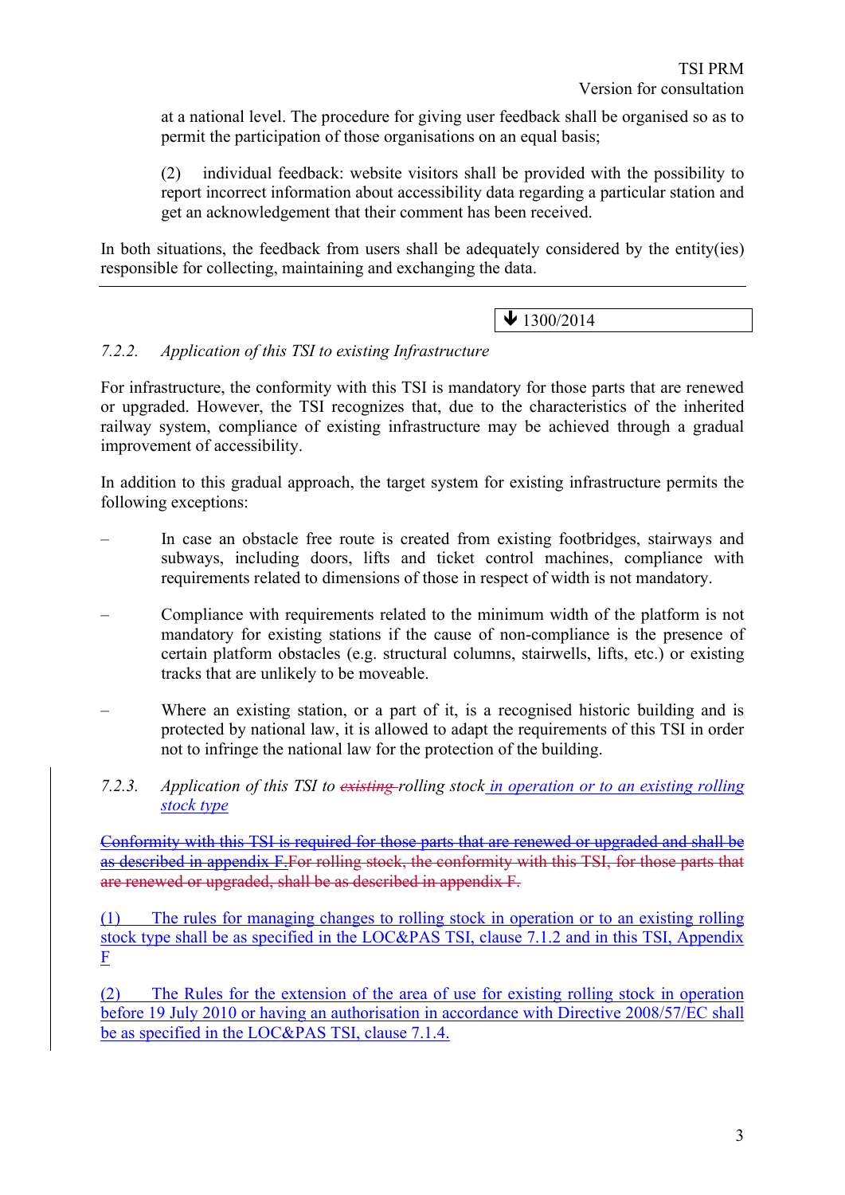at a national level. The procedure for giving user feedback shall be organised so as to permit the participation of those organisations on an equal basis;

(2) individual feedback: website visitors shall be provided with the possibility to report incorrect information about accessibility data regarding a particular station and get an acknowledgement that their comment has been received.

In both situations, the feedback from users shall be adequately considered by the entity(ies) responsible for collecting, maintaining and exchanging the data.

---

▼ 1300/2014

*7.2.2. Application of this TSI to existing Infrastructure*

For infrastructure, the conformity with this TSI is mandatory for those parts that are renewed or upgraded. However, the TSI recognizes that, due to the characteristics of the inherited railway system, compliance of existing infrastructure may be achieved through a gradual improvement of accessibility.

In addition to this gradual approach, the target system for existing infrastructure permits the following exceptions:

– In case an obstacle free route is created from existing footbridges, stairways and subways, including doors, lifts and ticket control machines, compliance with requirements related to dimensions of those in respect of width is not mandatory.

– Compliance with requirements related to the minimum width of the platform is not mandatory for existing stations if the cause of non-compliance is the presence of certain platform obstacles (e.g. structural columns, stairwells, lifts, etc.) or existing tracks that are unlikely to be moveable.

– Where an existing station, or a part of it, is a recognised historic building and is protected by national law, it is allowed to adapt the requirements of this TSI in order not to infringe the national law for the protection of the building.

*7.2.3. Application of this TSI to ~~existing~~ rolling stock in operation or to an existing rolling stock type*

~~Conformity with this TSI is required for those parts that are renewed or upgraded and shall be as described in appendix F.For rolling stock, the conformity with this TSI, for those parts that are renewed or upgraded, shall be as described in appendix F.~~

(1) The rules for managing changes to rolling stock in operation or to an existing rolling stock type shall be as specified in the LOC&PAS TSI, clause 7.1.2 and in this TSI, Appendix F

(2) The Rules for the extension of the area of use for existing rolling stock in operation before 19 July 2010 or having an authorisation in accordance with Directive 2008/57/EC shall be as specified in the LOC&PAS TSI, clause 7.1.4.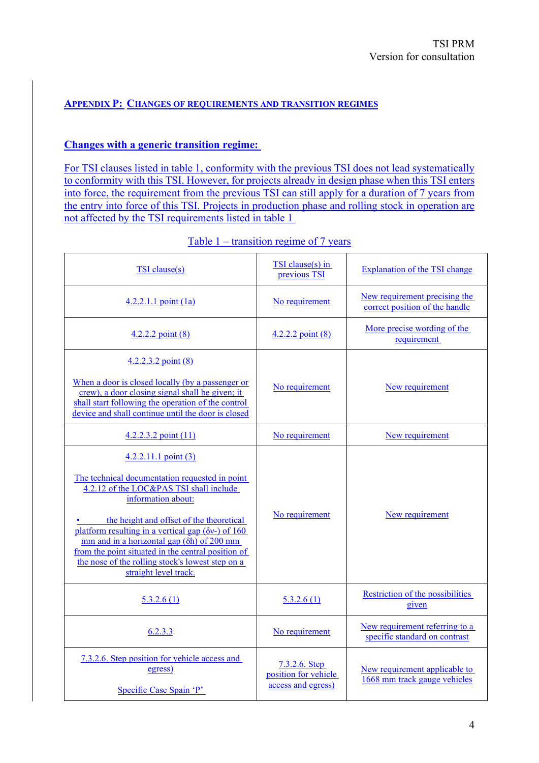## Appendix P: Changes of requirements and transition regimes

### Changes with a generic transition regime:

For TSI clauses listed in table 1, conformity with the previous TSI does not lead systematically to conformity with this TSI. However, for projects already in design phase when this TSI enters into force, the requirement from the previous TSI can still apply for a duration of 7 years from the entry into force of this TSI. Projects in production phase and rolling stock in operation are not affected by the TSI requirements listed in table 1

Table 1 – transition regime of 7 years

| TSI clause(s) | TSI clause(s) in previous TSI | Explanation of the TSI change |
|---|---|---|
| 4.2.2.1.1 point (1a) | No requirement | New requirement precising the correct position of the handle |
| 4.2.2.2 point (8) | 4.2.2.2 point (8) | More precise wording of the requirement |
| 4.2.2.3.2 point (8)<br><br>When a door is closed locally (by a passenger or crew), a door closing signal shall be given; it shall start following the operation of the control device and shall continue until the door is closed | No requirement | New requirement |
| 4.2.2.3.2 point (11) | No requirement | New requirement |
| 4.2.2.11.1 point (3)<br><br>The technical documentation requested in point 4.2.12 of the LOC&PAS TSI shall include information about:<br><br>• the height and offset of the theoretical platform resulting in a vertical gap (δv-) of 160 mm and in a horizontal gap (δh) of 200 mm from the point situated in the central position of the nose of the rolling stock's lowest step on a straight level track. | No requirement | New requirement |
| 5.3.2.6 (1) | 5.3.2.6 (1) | Restriction of the possibilities given |
| 6.2.3.3 | No requirement | New requirement referring to a specific standard on contrast |
| 7.3.2.6. Step position for vehicle access and egress)<br><br>Specific Case Spain 'P' | 7.3.2.6. Step position for vehicle access and egress) | New requirement applicable to 1668 mm track gauge vehicles |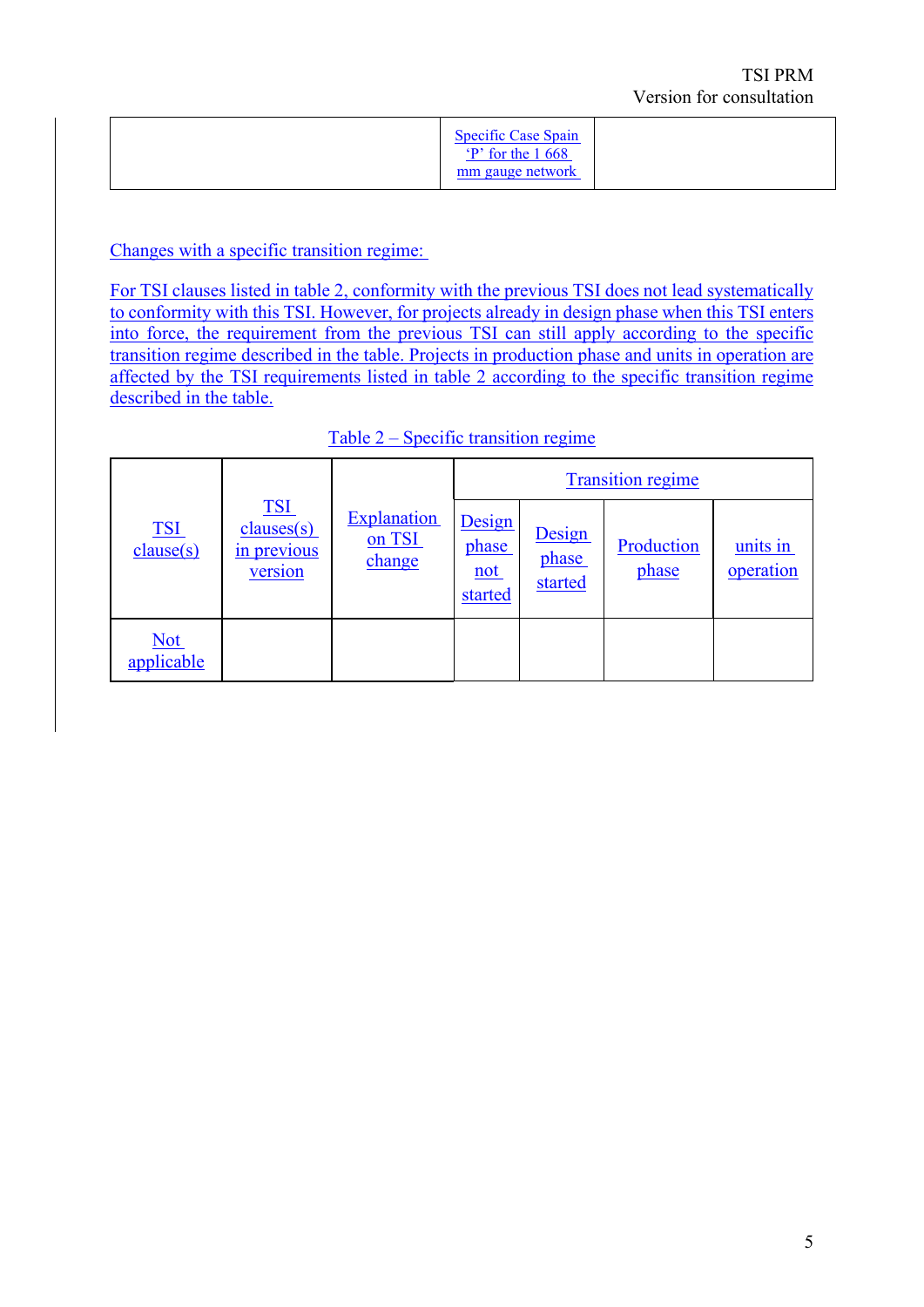| | | |
|---|---|---|
| | Specific Case Spain 'P' for the 1 668 mm gauge network | |

Changes with a specific transition regime:

For TSI clauses listed in table 2, conformity with the previous TSI does not lead systematically to conformity with this TSI. However, for projects already in design phase when this TSI enters into force, the requirement from the previous TSI can still apply according to the specific transition regime described in the table. Projects in production phase and units in operation are affected by the TSI requirements listed in table 2 according to the specific transition regime described in the table.

Table 2 – Specific transition regime

| TSI clause(s) | TSI clauses(s) in previous version | Explanation on TSI change | Transition regime | | | |
|---|---|---|---|---|---|---|
| | | | Design phase not started | Design phase started | Production phase | units in operation |
| Not applicable | | | | | | |